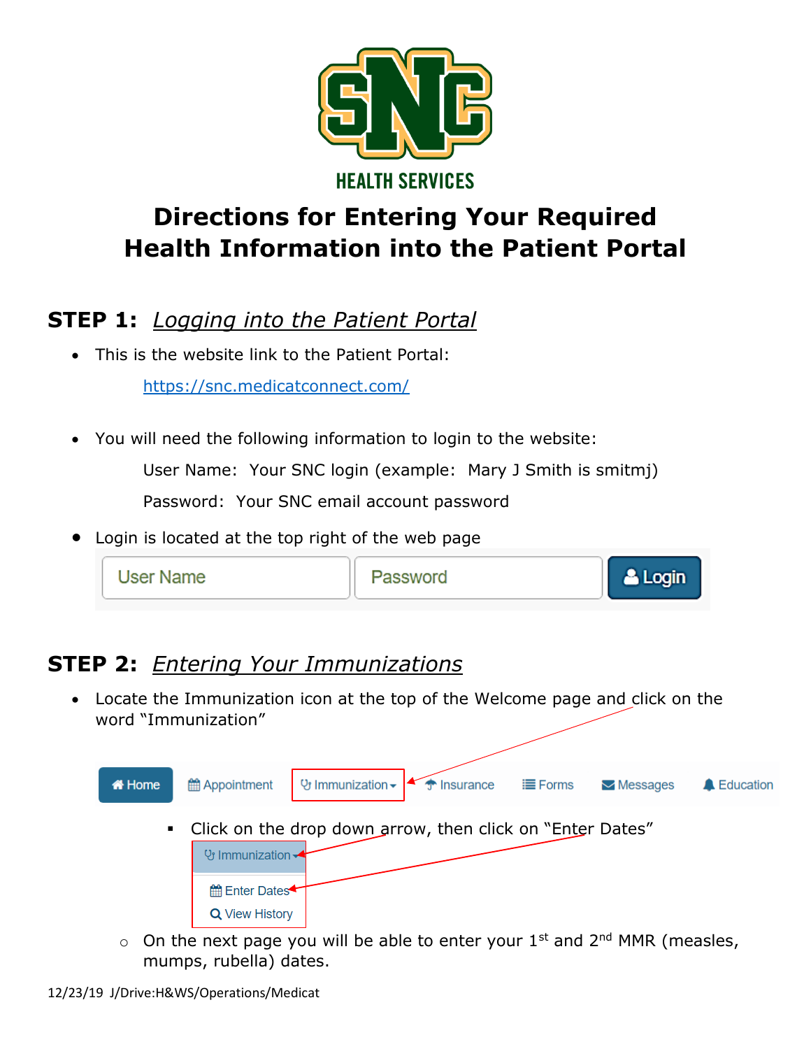SNC

HEALTH SERVICES

# Directions for Entering Your Required Health Information into the Patient Portal

## STEP 1: *Logging into the Patient Portal*

- This is the website link to the Patient Portal:

  https://snc.medicatconnect.com/

- You will need the following information to login to the website:

  User Name: Your SNC login (example: Mary J Smith is smitmj)

  Password: Your SNC email account password

- Login is located at the top right of the web page

User Name | Password | Login

## STEP 2: *Entering Your Immunizations*

- Locate the Immunization icon at the top of the Welcome page and click on the word "Immunization"

Home | Appointment | Immunization | Insurance | Forms | Messages | Education

  - Click on the drop down arrow, then click on "Enter Dates"

    Immunization
    Enter Dates
    View History

  - On the next page you will be able to enter your 1st and 2nd MMR (measles, mumps, rubella) dates.

12/23/19 J/Drive:H&WS/Operations/Medicat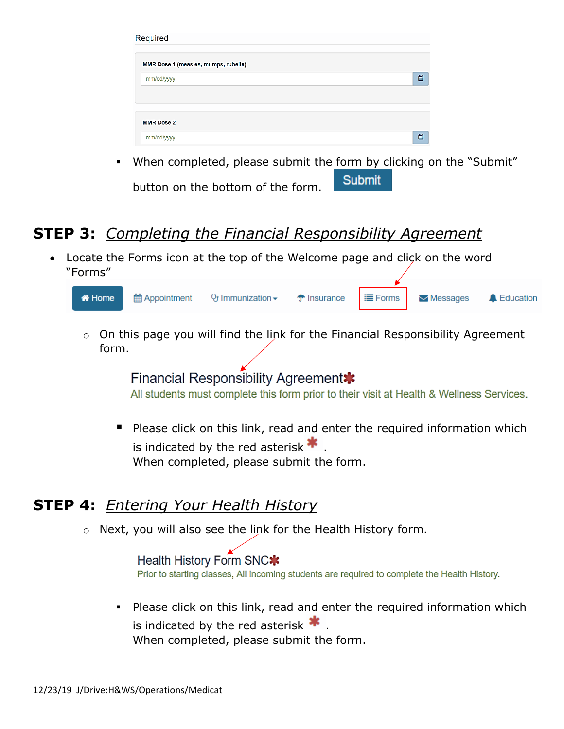Required

MMR Dose 1 (measles, mumps, rubella)

mm/dd/yyyy

MMR Dose 2

mm/dd/yyyy

- When completed, please submit the form by clicking on the "Submit" button on the bottom of the form. Submit

## STEP 3: *Completing the Financial Responsibility Agreement*

- Locate the Forms icon at the top of the Welcome page and click on the word "Forms"

Home | Appointment | Immunization | Insurance | Forms | Messages | Education

  - On this page you will find the link for the Financial Responsibility Agreement form.

    Financial Responsibility Agreement*
    All students must complete this form prior to their visit at Health & Wellness Services.

    - Please click on this link, read and enter the required information which is indicated by the red asterisk * .
      When completed, please submit the form.

## STEP 4: *Entering Your Health History*

  - Next, you will also see the link for the Health History form.

    Health History Form SNC*
    Prior to starting classes, All incoming students are required to complete the Health History.

    - Please click on this link, read and enter the required information which is indicated by the red asterisk * .
      When completed, please submit the form.

12/23/19 J/Drive:H&WS/Operations/Medicat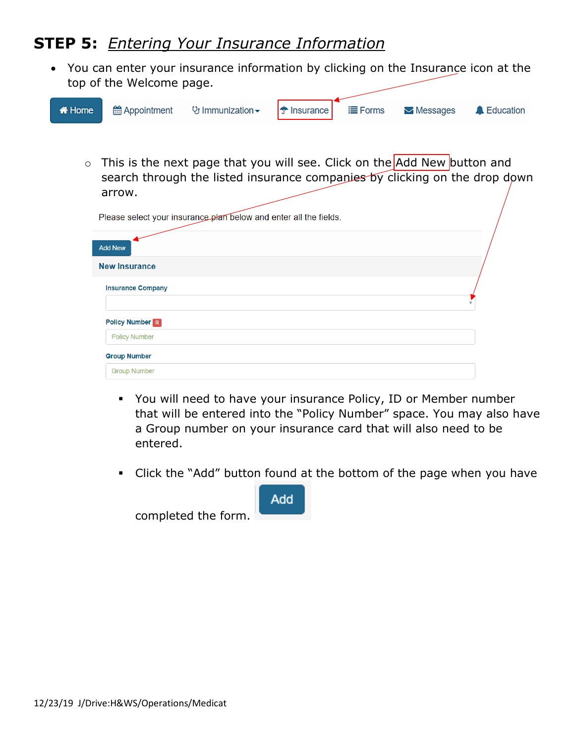# STEP 5: *Entering Your Insurance Information*

- You can enter your insurance information by clicking on the Insurance icon at the top of the Welcome page.

Home | Appointment | Immunization | Insurance | Forms | Messages | Education

  - This is the next page that you will see. Click on the Add New button and search through the listed insurance companies by clicking on the drop down arrow.

Please select your insurance plan below and enter all the fields.

Add New

**New Insurance**

Insurance Company

Policy Number R

Group Number

    - You will need to have your insurance Policy, ID or Member number that will be entered into the "Policy Number" space. You may also have a Group number on your insurance card that will also need to be entered.
    - Click the "Add" button found at the bottom of the page when you have completed the form. Add

12/23/19 J/Drive:H&WS/Operations/Medicat